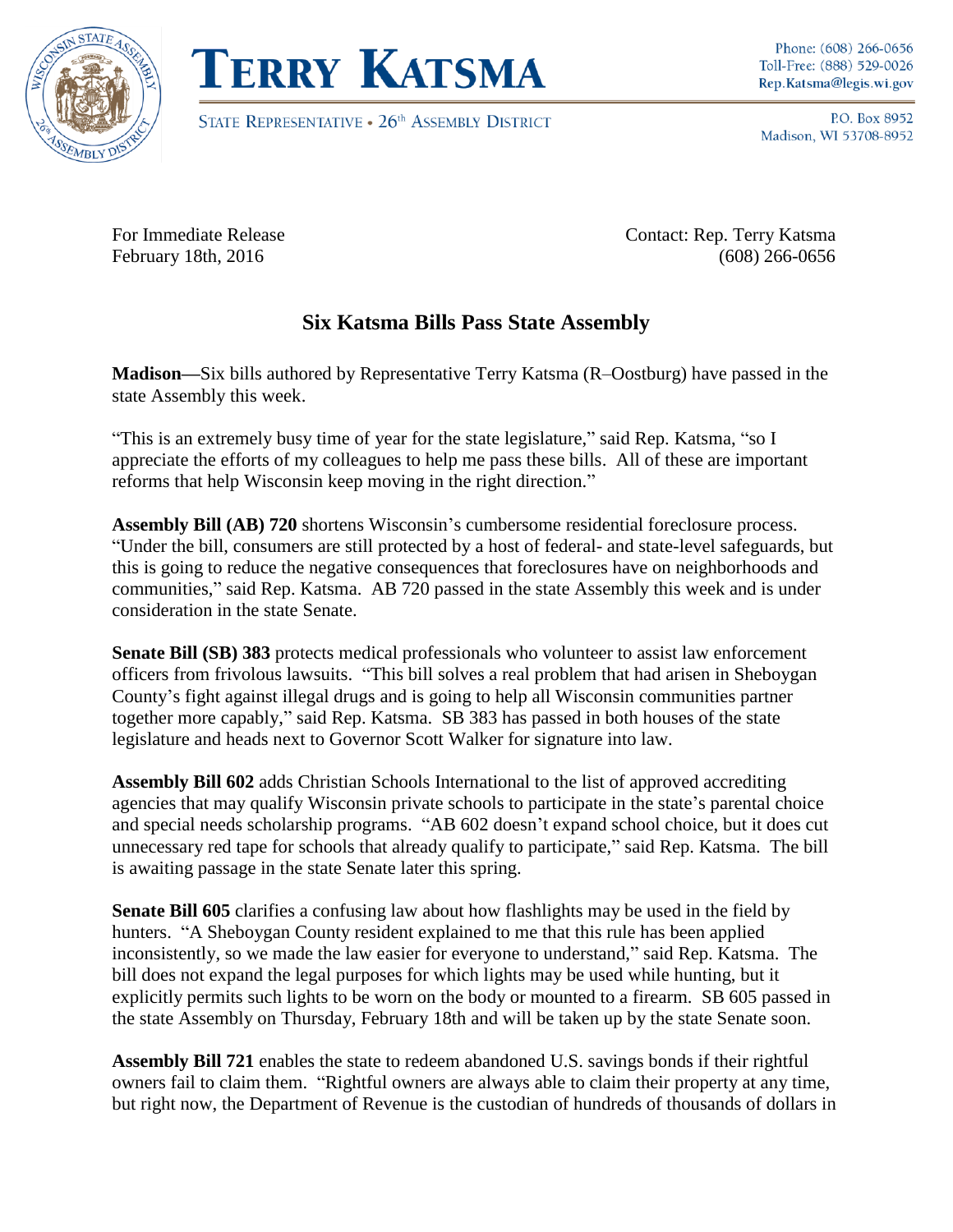# TERRY KATSMA

STATE REPRESENTATIVE • 26th ASSEMBLY DISTRICT

Phone: (608) 266-0656
Toll-Free: (888) 529-0026
Rep.Katsma@legis.wi.gov

P.O. Box 8952
Madison, WI 53708-8952

For Immediate Release
February 18th, 2016

Contact: Rep. Terry Katsma
(608) 266-0656

## Six Katsma Bills Pass State Assembly

**Madison—**Six bills authored by Representative Terry Katsma (R–Oostburg) have passed in the state Assembly this week.

"This is an extremely busy time of year for the state legislature," said Rep. Katsma, "so I appreciate the efforts of my colleagues to help me pass these bills. All of these are important reforms that help Wisconsin keep moving in the right direction."

**Assembly Bill (AB) 720** shortens Wisconsin's cumbersome residential foreclosure process. "Under the bill, consumers are still protected by a host of federal- and state-level safeguards, but this is going to reduce the negative consequences that foreclosures have on neighborhoods and communities," said Rep. Katsma. AB 720 passed in the state Assembly this week and is under consideration in the state Senate.

**Senate Bill (SB) 383** protects medical professionals who volunteer to assist law enforcement officers from frivolous lawsuits. "This bill solves a real problem that had arisen in Sheboygan County's fight against illegal drugs and is going to help all Wisconsin communities partner together more capably," said Rep. Katsma. SB 383 has passed in both houses of the state legislature and heads next to Governor Scott Walker for signature into law.

**Assembly Bill 602** adds Christian Schools International to the list of approved accrediting agencies that may qualify Wisconsin private schools to participate in the state's parental choice and special needs scholarship programs. "AB 602 doesn't expand school choice, but it does cut unnecessary red tape for schools that already qualify to participate," said Rep. Katsma. The bill is awaiting passage in the state Senate later this spring.

**Senate Bill 605** clarifies a confusing law about how flashlights may be used in the field by hunters. "A Sheboygan County resident explained to me that this rule has been applied inconsistently, so we made the law easier for everyone to understand," said Rep. Katsma. The bill does not expand the legal purposes for which lights may be used while hunting, but it explicitly permits such lights to be worn on the body or mounted to a firearm. SB 605 passed in the state Assembly on Thursday, February 18th and will be taken up by the state Senate soon.

**Assembly Bill 721** enables the state to redeem abandoned U.S. savings bonds if their rightful owners fail to claim them. "Rightful owners are always able to claim their property at any time, but right now, the Department of Revenue is the custodian of hundreds of thousands of dollars in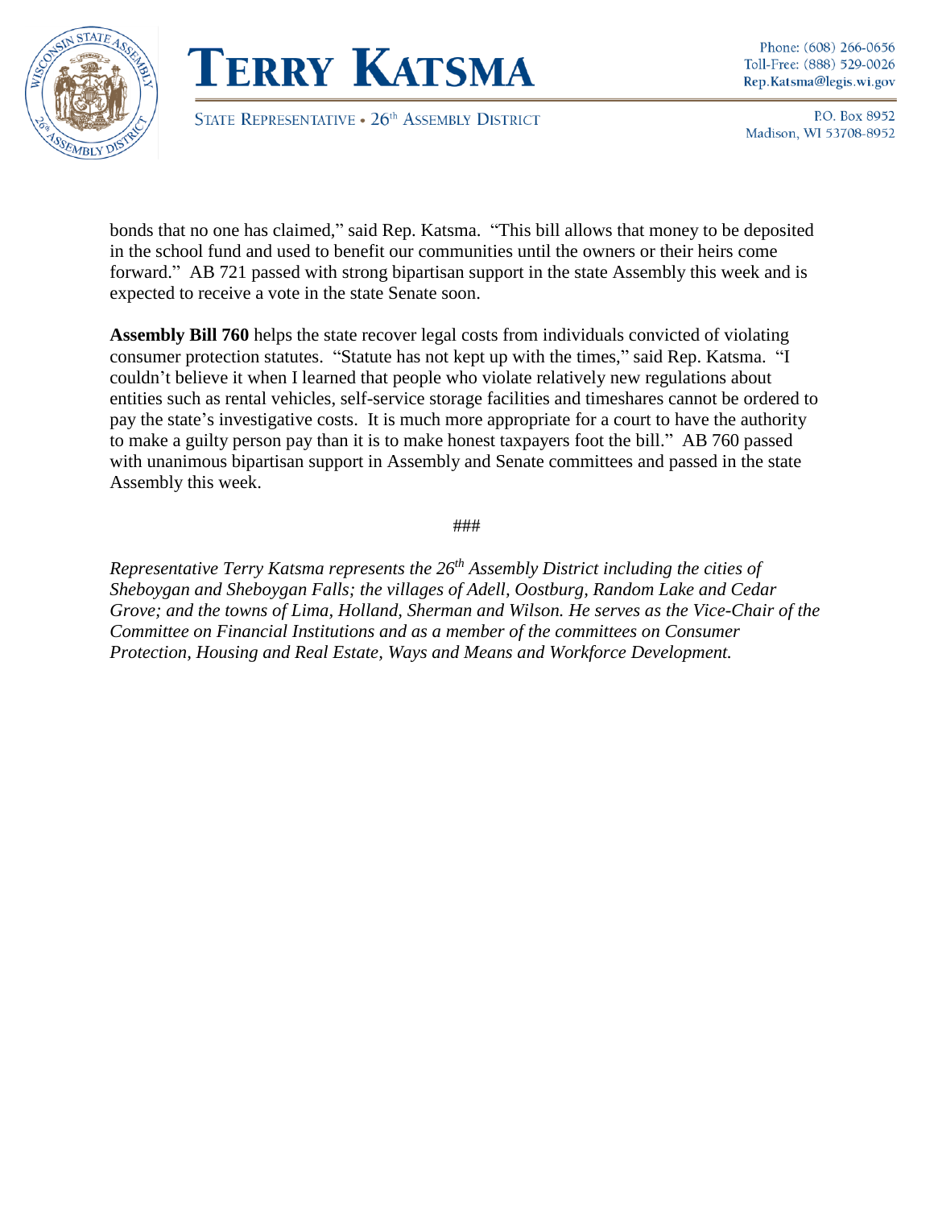bonds that no one has claimed," said Rep. Katsma. "This bill allows that money to be deposited in the school fund and used to benefit our communities until the owners or their heirs come forward." AB 721 passed with strong bipartisan support in the state Assembly this week and is expected to receive a vote in the state Senate soon.

**Assembly Bill 760** helps the state recover legal costs from individuals convicted of violating consumer protection statutes. "Statute has not kept up with the times," said Rep. Katsma. "I couldn't believe it when I learned that people who violate relatively new regulations about entities such as rental vehicles, self-service storage facilities and timeshares cannot be ordered to pay the state's investigative costs. It is much more appropriate for a court to have the authority to make a guilty person pay than it is to make honest taxpayers foot the bill." AB 760 passed with unanimous bipartisan support in Assembly and Senate committees and passed in the state Assembly this week.

###

*Representative Terry Katsma represents the 26th Assembly District including the cities of Sheboygan and Sheboygan Falls; the villages of Adell, Oostburg, Random Lake and Cedar Grove; and the towns of Lima, Holland, Sherman and Wilson. He serves as the Vice-Chair of the Committee on Financial Institutions and as a member of the committees on Consumer Protection, Housing and Real Estate, Ways and Means and Workforce Development.*